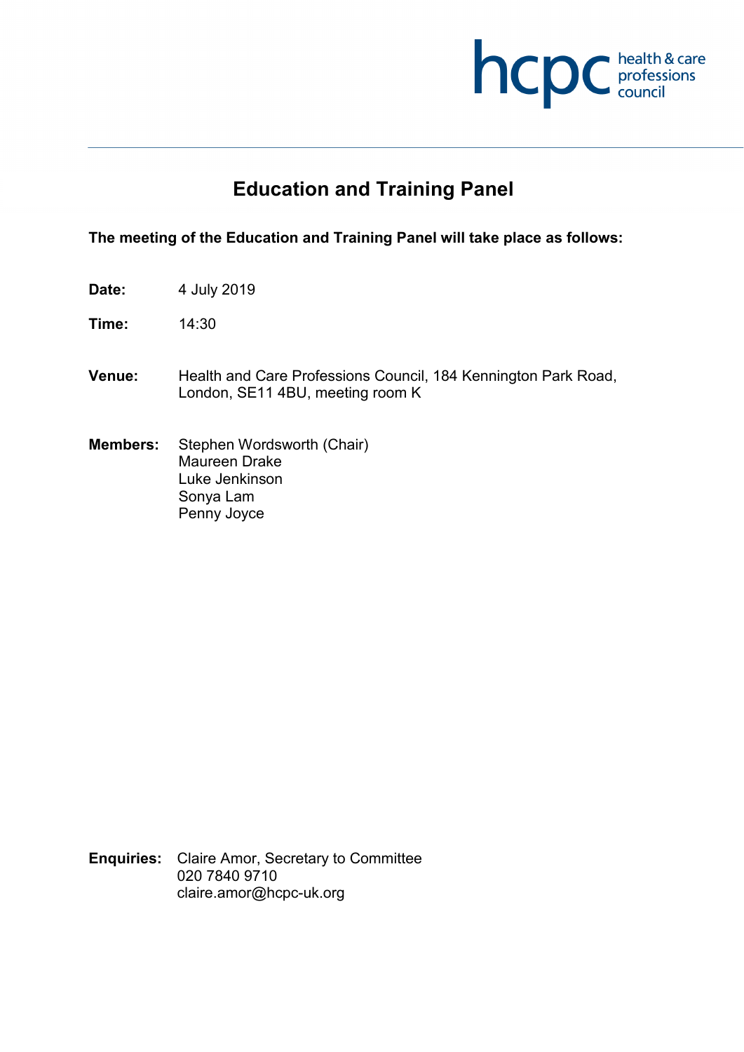hcpc health & care professions council

# Education and Training Panel

**The meeting of the Education and Training Panel will take place as follows:**

**Date:** 4 July 2019

**Time:** 14:30

**Venue:** Health and Care Professions Council, 184 Kennington Park Road, London, SE11 4BU, meeting room K

**Members:** Stephen Wordsworth (Chair)
Maureen Drake
Luke Jenkinson
Sonya Lam
Penny Joyce

**Enquiries:** Claire Amor, Secretary to Committee
020 7840 9710
claire.amor@hcpc-uk.org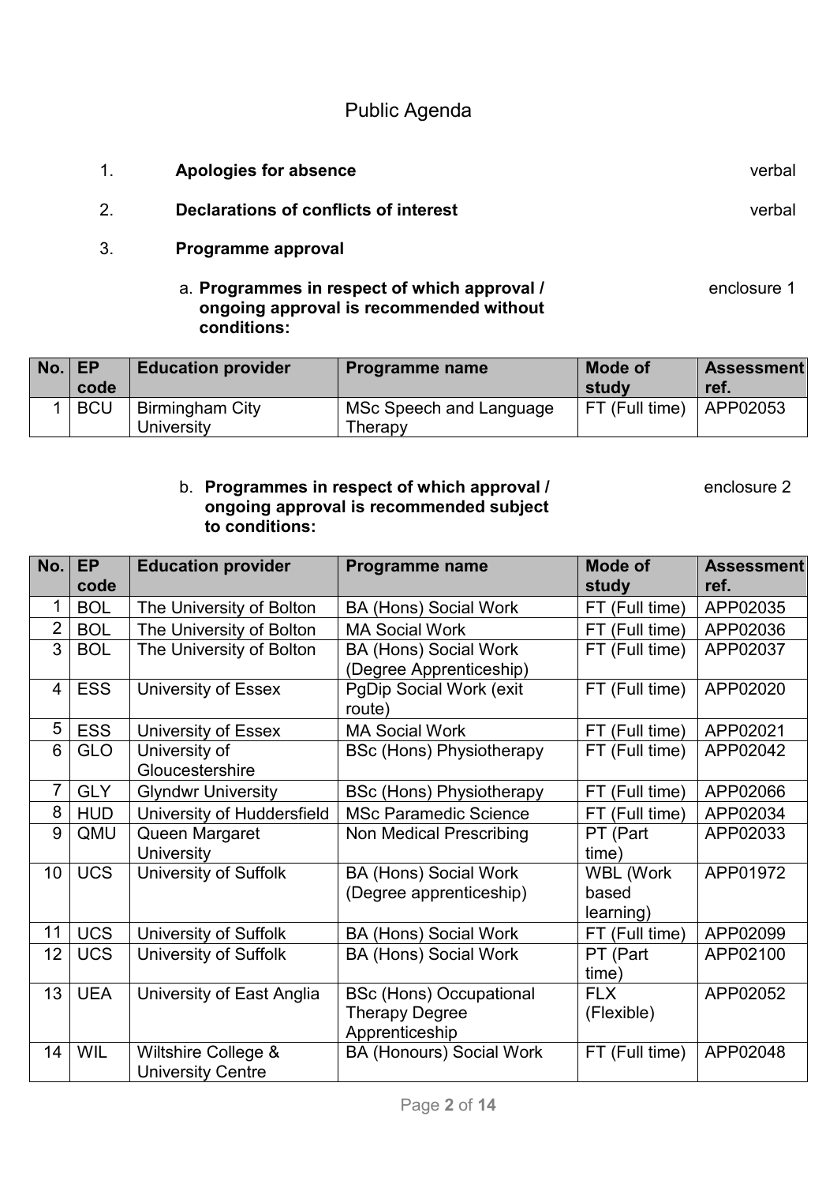# Public Agenda

1. **Apologies for absence** verbal

2. **Declarations of conflicts of interest** verbal

3. **Programme approval**

   a. **Programmes in respect of which approval / ongoing approval is recommended without conditions:** enclosure 1

| No. | EP code | Education provider | Programme name | Mode of study | Assessment ref. |
|---|---|---|---|---|---|
| 1 | BCU | Birmingham City University | MSc Speech and Language Therapy | FT (Full time) | APP02053 |

   b. **Programmes in respect of which approval / ongoing approval is recommended subject to conditions:** enclosure 2

| No. | EP code | Education provider | Programme name | Mode of study | Assessment ref. |
|---|---|---|---|---|---|
| 1 | BOL | The University of Bolton | BA (Hons) Social Work | FT (Full time) | APP02035 |
| 2 | BOL | The University of Bolton | MA Social Work | FT (Full time) | APP02036 |
| 3 | BOL | The University of Bolton | BA (Hons) Social Work (Degree Apprenticeship) | FT (Full time) | APP02037 |
| 4 | ESS | University of Essex | PgDip Social Work (exit route) | FT (Full time) | APP02020 |
| 5 | ESS | University of Essex | MA Social Work | FT (Full time) | APP02021 |
| 6 | GLO | University of Gloucestershire | BSc (Hons) Physiotherapy | FT (Full time) | APP02042 |
| 7 | GLY | Glyndwr University | BSc (Hons) Physiotherapy | FT (Full time) | APP02066 |
| 8 | HUD | University of Huddersfield | MSc Paramedic Science | FT (Full time) | APP02034 |
| 9 | QMU | Queen Margaret University | Non Medical Prescribing | PT (Part time) | APP02033 |
| 10 | UCS | University of Suffolk | BA (Hons) Social Work (Degree apprenticeship) | WBL (Work based learning) | APP01972 |
| 11 | UCS | University of Suffolk | BA (Hons) Social Work | FT (Full time) | APP02099 |
| 12 | UCS | University of Suffolk | BA (Hons) Social Work | PT (Part time) | APP02100 |
| 13 | UEA | University of East Anglia | BSc (Hons) Occupational Therapy Degree Apprenticeship | FLX (Flexible) | APP02052 |
| 14 | WIL | Wiltshire College & University Centre | BA (Honours) Social Work | FT (Full time) | APP02048 |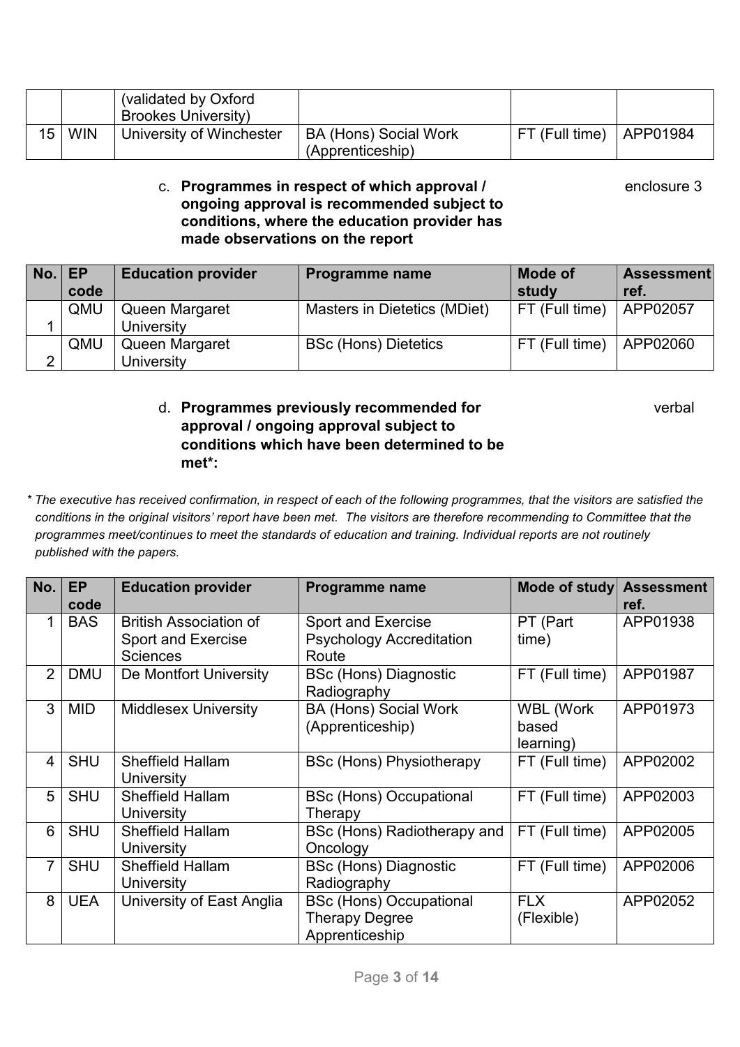|  |  | (validated by Oxford Brookes University) |  |  |  |
|---|---|---|---|---|---|
| 15 | WIN | University of Winchester | BA (Hons) Social Work (Apprenticeship) | FT (Full time) | APP01984 |

c. **Programmes in respect of which approval / ongoing approval is recommended subject to conditions, where the education provider has made observations on the report** enclosure 3

| No. | EP code | Education provider | Programme name | Mode of study | Assessment ref. |
|---|---|---|---|---|---|
| 1 | QMU | Queen Margaret University | Masters in Dietetics (MDiet) | FT (Full time) | APP02057 |
| 2 | QMU | Queen Margaret University | BSc (Hons) Dietetics | FT (Full time) | APP02060 |

d. **Programmes previously recommended for approval / ongoing approval subject to conditions which have been determined to be met*:** verbal

*\* The executive has received confirmation, in respect of each of the following programmes, that the visitors are satisfied the conditions in the original visitors' report have been met. The visitors are therefore recommending to Committee that the programmes meet/continues to meet the standards of education and training. Individual reports are not routinely published with the papers.*

| No. | EP code | Education provider | Programme name | Mode of study | Assessment ref. |
|---|---|---|---|---|---|
| 1 | BAS | British Association of Sport and Exercise Sciences | Sport and Exercise Psychology Accreditation Route | PT (Part time) | APP01938 |
| 2 | DMU | De Montfort University | BSc (Hons) Diagnostic Radiography | FT (Full time) | APP01987 |
| 3 | MID | Middlesex University | BA (Hons) Social Work (Apprenticeship) | WBL (Work based learning) | APP01973 |
| 4 | SHU | Sheffield Hallam University | BSc (Hons) Physiotherapy | FT (Full time) | APP02002 |
| 5 | SHU | Sheffield Hallam University | BSc (Hons) Occupational Therapy | FT (Full time) | APP02003 |
| 6 | SHU | Sheffield Hallam University | BSc (Hons) Radiotherapy and Oncology | FT (Full time) | APP02005 |
| 7 | SHU | Sheffield Hallam University | BSc (Hons) Diagnostic Radiography | FT (Full time) | APP02006 |
| 8 | UEA | University of East Anglia | BSc (Hons) Occupational Therapy Degree Apprenticeship | FLX (Flexible) | APP02052 |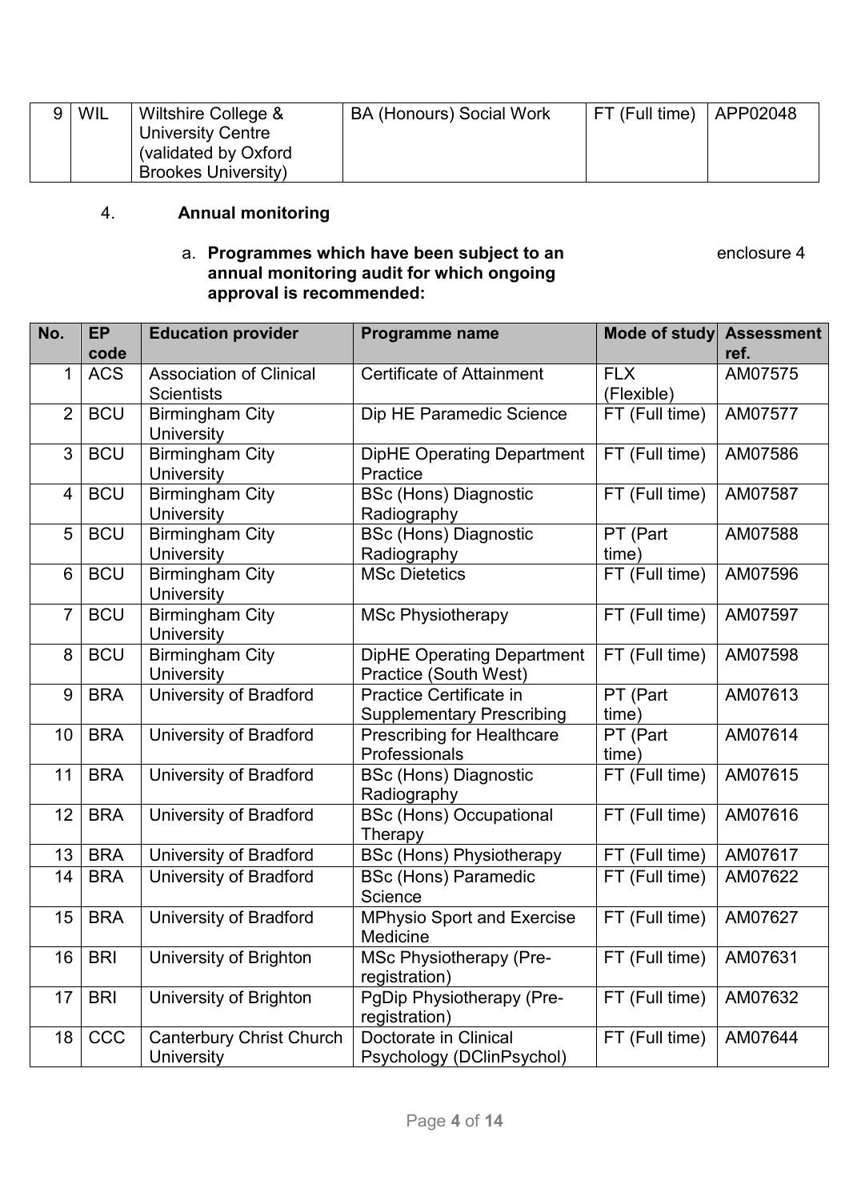| 9 | WIL | Wiltshire College & University Centre (validated by Oxford Brookes University) | BA (Honours) Social Work | FT (Full time) | APP02048 |
|---|---|---|---|---|---|

4. **Annual monitoring**

a. **Programmes which have been subject to an annual monitoring audit for which ongoing approval is recommended:** enclosure 4

| No. | EP code | Education provider | Programme name | Mode of study | Assessment ref. |
|---|---|---|---|---|---|
| 1 | ACS | Association of Clinical Scientists | Certificate of Attainment | FLX (Flexible) | AM07575 |
| 2 | BCU | Birmingham City University | Dip HE Paramedic Science | FT (Full time) | AM07577 |
| 3 | BCU | Birmingham City University | DipHE Operating Department Practice | FT (Full time) | AM07586 |
| 4 | BCU | Birmingham City University | BSc (Hons) Diagnostic Radiography | FT (Full time) | AM07587 |
| 5 | BCU | Birmingham City University | BSc (Hons) Diagnostic Radiography | PT (Part time) | AM07588 |
| 6 | BCU | Birmingham City University | MSc Dietetics | FT (Full time) | AM07596 |
| 7 | BCU | Birmingham City University | MSc Physiotherapy | FT (Full time) | AM07597 |
| 8 | BCU | Birmingham City University | DipHE Operating Department Practice (South West) | FT (Full time) | AM07598 |
| 9 | BRA | University of Bradford | Practice Certificate in Supplementary Prescribing | PT (Part time) | AM07613 |
| 10 | BRA | University of Bradford | Prescribing for Healthcare Professionals | PT (Part time) | AM07614 |
| 11 | BRA | University of Bradford | BSc (Hons) Diagnostic Radiography | FT (Full time) | AM07615 |
| 12 | BRA | University of Bradford | BSc (Hons) Occupational Therapy | FT (Full time) | AM07616 |
| 13 | BRA | University of Bradford | BSc (Hons) Physiotherapy | FT (Full time) | AM07617 |
| 14 | BRA | University of Bradford | BSc (Hons) Paramedic Science | FT (Full time) | AM07622 |
| 15 | BRA | University of Bradford | MPhysio Sport and Exercise Medicine | FT (Full time) | AM07627 |
| 16 | BRI | University of Brighton | MSc Physiotherapy (Pre-registration) | FT (Full time) | AM07631 |
| 17 | BRI | University of Brighton | PgDip Physiotherapy (Pre-registration) | FT (Full time) | AM07632 |
| 18 | CCC | Canterbury Christ Church University | Doctorate in Clinical Psychology (DClinPsychol) | FT (Full time) | AM07644 |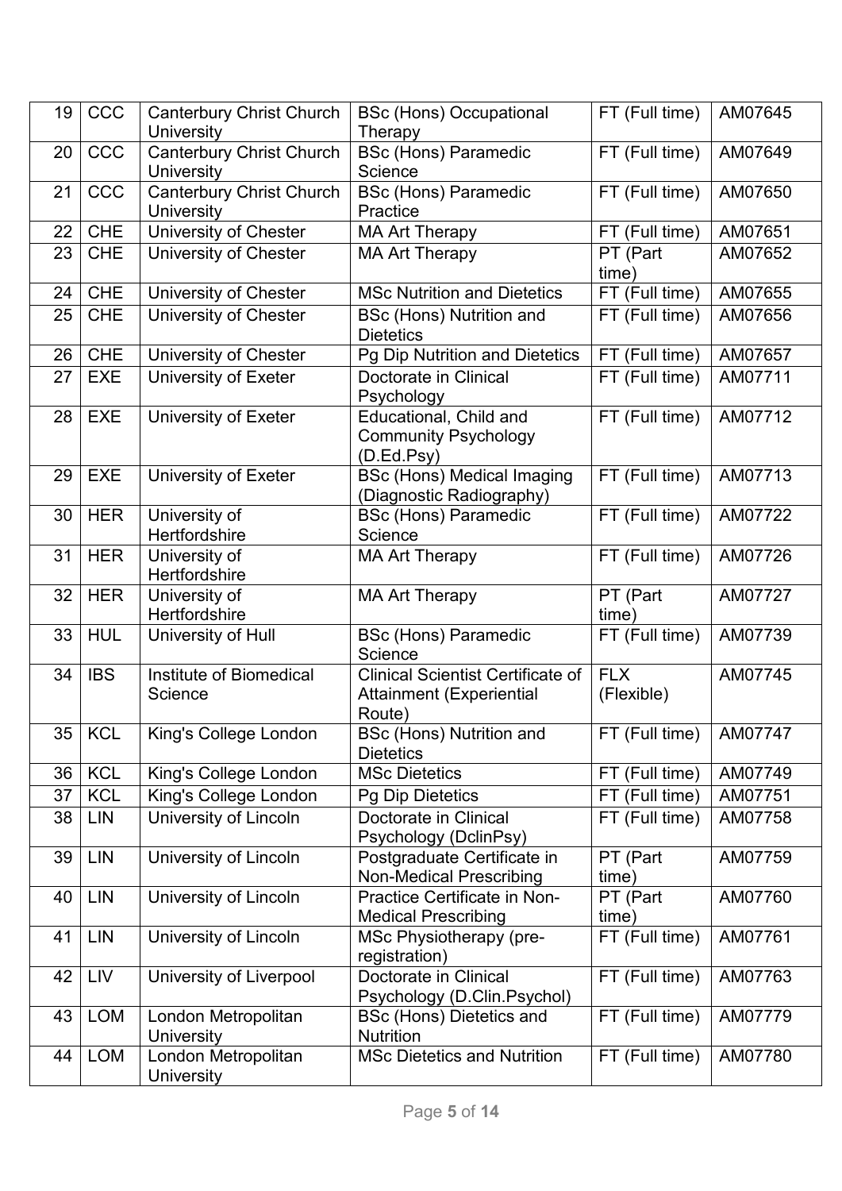| 19 | CCC | Canterbury Christ Church University | BSc (Hons) Occupational Therapy | FT (Full time) | AM07645 |
|---|---|---|---|---|---|
| 20 | CCC | Canterbury Christ Church University | BSc (Hons) Paramedic Science | FT (Full time) | AM07649 |
| 21 | CCC | Canterbury Christ Church University | BSc (Hons) Paramedic Practice | FT (Full time) | AM07650 |
| 22 | CHE | University of Chester | MA Art Therapy | FT (Full time) | AM07651 |
| 23 | CHE | University of Chester | MA Art Therapy | PT (Part time) | AM07652 |
| 24 | CHE | University of Chester | MSc Nutrition and Dietetics | FT (Full time) | AM07655 |
| 25 | CHE | University of Chester | BSc (Hons) Nutrition and Dietetics | FT (Full time) | AM07656 |
| 26 | CHE | University of Chester | Pg Dip Nutrition and Dietetics | FT (Full time) | AM07657 |
| 27 | EXE | University of Exeter | Doctorate in Clinical Psychology | FT (Full time) | AM07711 |
| 28 | EXE | University of Exeter | Educational, Child and Community Psychology (D.Ed.Psy) | FT (Full time) | AM07712 |
| 29 | EXE | University of Exeter | BSc (Hons) Medical Imaging (Diagnostic Radiography) | FT (Full time) | AM07713 |
| 30 | HER | University of Hertfordshire | BSc (Hons) Paramedic Science | FT (Full time) | AM07722 |
| 31 | HER | University of Hertfordshire | MA Art Therapy | FT (Full time) | AM07726 |
| 32 | HER | University of Hertfordshire | MA Art Therapy | PT (Part time) | AM07727 |
| 33 | HUL | University of Hull | BSc (Hons) Paramedic Science | FT (Full time) | AM07739 |
| 34 | IBS | Institute of Biomedical Science | Clinical Scientist Certificate of Attainment (Experiential Route) | FLX (Flexible) | AM07745 |
| 35 | KCL | King's College London | BSc (Hons) Nutrition and Dietetics | FT (Full time) | AM07747 |
| 36 | KCL | King's College London | MSc Dietetics | FT (Full time) | AM07749 |
| 37 | KCL | King's College London | Pg Dip Dietetics | FT (Full time) | AM07751 |
| 38 | LIN | University of Lincoln | Doctorate in Clinical Psychology (DclinPsy) | FT (Full time) | AM07758 |
| 39 | LIN | University of Lincoln | Postgraduate Certificate in Non-Medical Prescribing | PT (Part time) | AM07759 |
| 40 | LIN | University of Lincoln | Practice Certificate in Non-Medical Prescribing | PT (Part time) | AM07760 |
| 41 | LIN | University of Lincoln | MSc Physiotherapy (pre-registration) | FT (Full time) | AM07761 |
| 42 | LIV | University of Liverpool | Doctorate in Clinical Psychology (D.Clin.Psychol) | FT (Full time) | AM07763 |
| 43 | LOM | London Metropolitan University | BSc (Hons) Dietetics and Nutrition | FT (Full time) | AM07779 |
| 44 | LOM | London Metropolitan University | MSc Dietetics and Nutrition | FT (Full time) | AM07780 |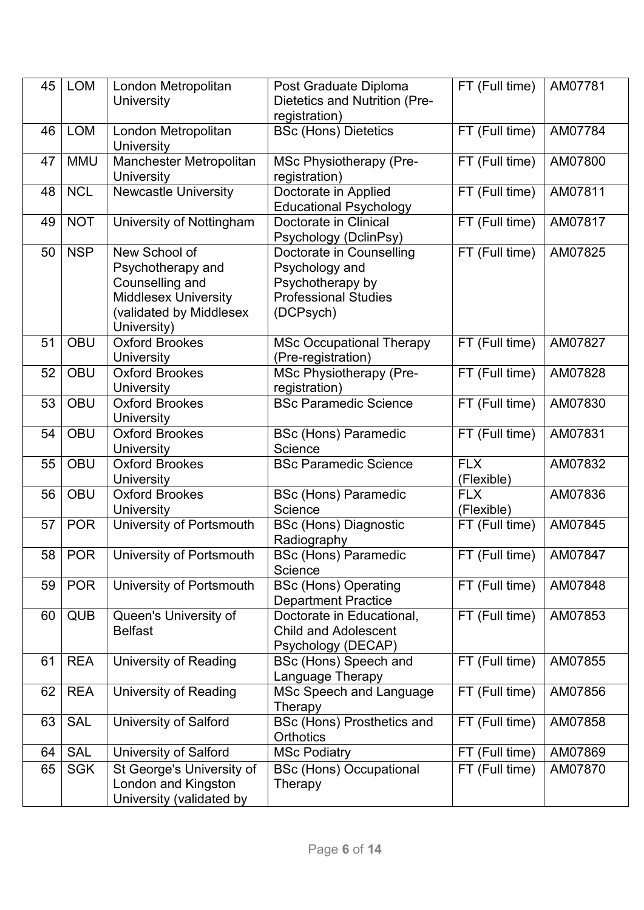| 45 | LOM | London Metropolitan University | Post Graduate Diploma Dietetics and Nutrition (Pre-registration) | FT (Full time) | AM07781 |
|---|---|---|---|---|---|
| 46 | LOM | London Metropolitan University | BSc (Hons) Dietetics | FT (Full time) | AM07784 |
| 47 | MMU | Manchester Metropolitan University | MSc Physiotherapy (Pre-registration) | FT (Full time) | AM07800 |
| 48 | NCL | Newcastle University | Doctorate in Applied Educational Psychology | FT (Full time) | AM07811 |
| 49 | NOT | University of Nottingham | Doctorate in Clinical Psychology (DclinPsy) | FT (Full time) | AM07817 |
| 50 | NSP | New School of Psychotherapy and Counselling and Middlesex University (validated by Middlesex University) | Doctorate in Counselling Psychology and Psychotherapy by Professional Studies (DCPsych) | FT (Full time) | AM07825 |
| 51 | OBU | Oxford Brookes University | MSc Occupational Therapy (Pre-registration) | FT (Full time) | AM07827 |
| 52 | OBU | Oxford Brookes University | MSc Physiotherapy (Pre-registration) | FT (Full time) | AM07828 |
| 53 | OBU | Oxford Brookes University | BSc Paramedic Science | FT (Full time) | AM07830 |
| 54 | OBU | Oxford Brookes University | BSc (Hons) Paramedic Science | FT (Full time) | AM07831 |
| 55 | OBU | Oxford Brookes University | BSc Paramedic Science | FLX (Flexible) | AM07832 |
| 56 | OBU | Oxford Brookes University | BSc (Hons) Paramedic Science | FLX (Flexible) | AM07836 |
| 57 | POR | University of Portsmouth | BSc (Hons) Diagnostic Radiography | FT (Full time) | AM07845 |
| 58 | POR | University of Portsmouth | BSc (Hons) Paramedic Science | FT (Full time) | AM07847 |
| 59 | POR | University of Portsmouth | BSc (Hons) Operating Department Practice | FT (Full time) | AM07848 |
| 60 | QUB | Queen's University of Belfast | Doctorate in Educational, Child and Adolescent Psychology (DECAP) | FT (Full time) | AM07853 |
| 61 | REA | University of Reading | BSc (Hons) Speech and Language Therapy | FT (Full time) | AM07855 |
| 62 | REA | University of Reading | MSc Speech and Language Therapy | FT (Full time) | AM07856 |
| 63 | SAL | University of Salford | BSc (Hons) Prosthetics and Orthotics | FT (Full time) | AM07858 |
| 64 | SAL | University of Salford | MSc Podiatry | FT (Full time) | AM07869 |
| 65 | SGK | St George's University of London and Kingston University (validated by | BSc (Hons) Occupational Therapy | FT (Full time) | AM07870 |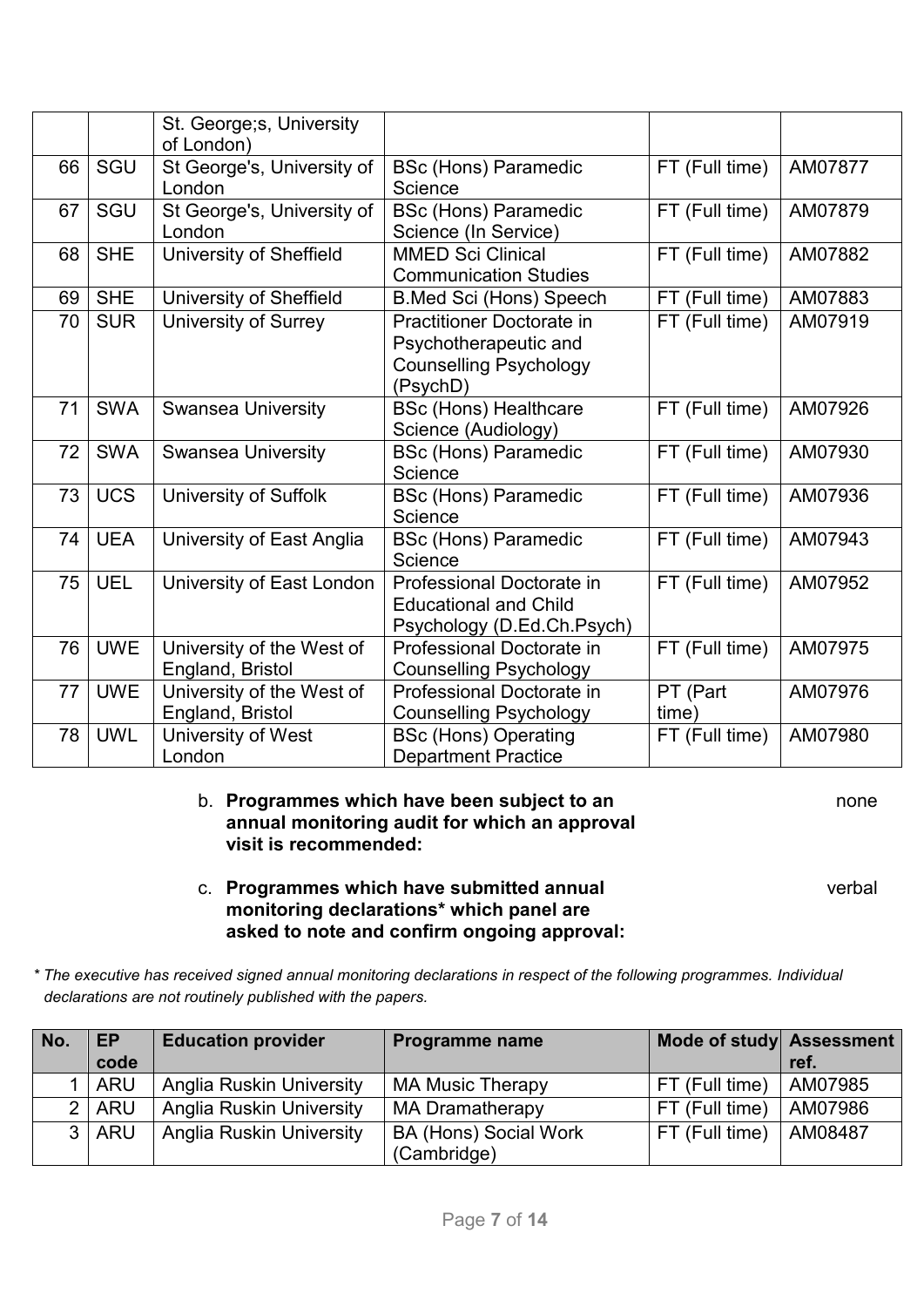| | | | | | |
|---|---|---|---|---|---|
| | | St. George;s, University of London) | | | |
| 66 | SGU | St George's, University of London | BSc (Hons) Paramedic Science | FT (Full time) | AM07877 |
| 67 | SGU | St George's, University of London | BSc (Hons) Paramedic Science (In Service) | FT (Full time) | AM07879 |
| 68 | SHE | University of Sheffield | MMED Sci Clinical Communication Studies | FT (Full time) | AM07882 |
| 69 | SHE | University of Sheffield | B.Med Sci (Hons) Speech | FT (Full time) | AM07883 |
| 70 | SUR | University of Surrey | Practitioner Doctorate in Psychotherapeutic and Counselling Psychology (PsychD) | FT (Full time) | AM07919 |
| 71 | SWA | Swansea University | BSc (Hons) Healthcare Science (Audiology) | FT (Full time) | AM07926 |
| 72 | SWA | Swansea University | BSc (Hons) Paramedic Science | FT (Full time) | AM07930 |
| 73 | UCS | University of Suffolk | BSc (Hons) Paramedic Science | FT (Full time) | AM07936 |
| 74 | UEA | University of East Anglia | BSc (Hons) Paramedic Science | FT (Full time) | AM07943 |
| 75 | UEL | University of East London | Professional Doctorate in Educational and Child Psychology (D.Ed.Ch.Psych) | FT (Full time) | AM07952 |
| 76 | UWE | University of the West of England, Bristol | Professional Doctorate in Counselling Psychology | FT (Full time) | AM07975 |
| 77 | UWE | University of the West of England, Bristol | Professional Doctorate in Counselling Psychology | PT (Part time) | AM07976 |
| 78 | UWL | University of West London | BSc (Hons) Operating Department Practice | FT (Full time) | AM07980 |

b. **Programmes which have been subject to an annual monitoring audit for which an approval visit is recommended:** none

c. **Programmes which have submitted annual monitoring declarations* which panel are asked to note and confirm ongoing approval:** verbal

*\* The executive has received signed annual monitoring declarations in respect of the following programmes. Individual declarations are not routinely published with the papers.*

| No. | EP code | Education provider | Programme name | Mode of study | Assessment ref. |
|---|---|---|---|---|---|
| 1 | ARU | Anglia Ruskin University | MA Music Therapy | FT (Full time) | AM07985 |
| 2 | ARU | Anglia Ruskin University | MA Dramatherapy | FT (Full time) | AM07986 |
| 3 | ARU | Anglia Ruskin University | BA (Hons) Social Work (Cambridge) | FT (Full time) | AM08487 |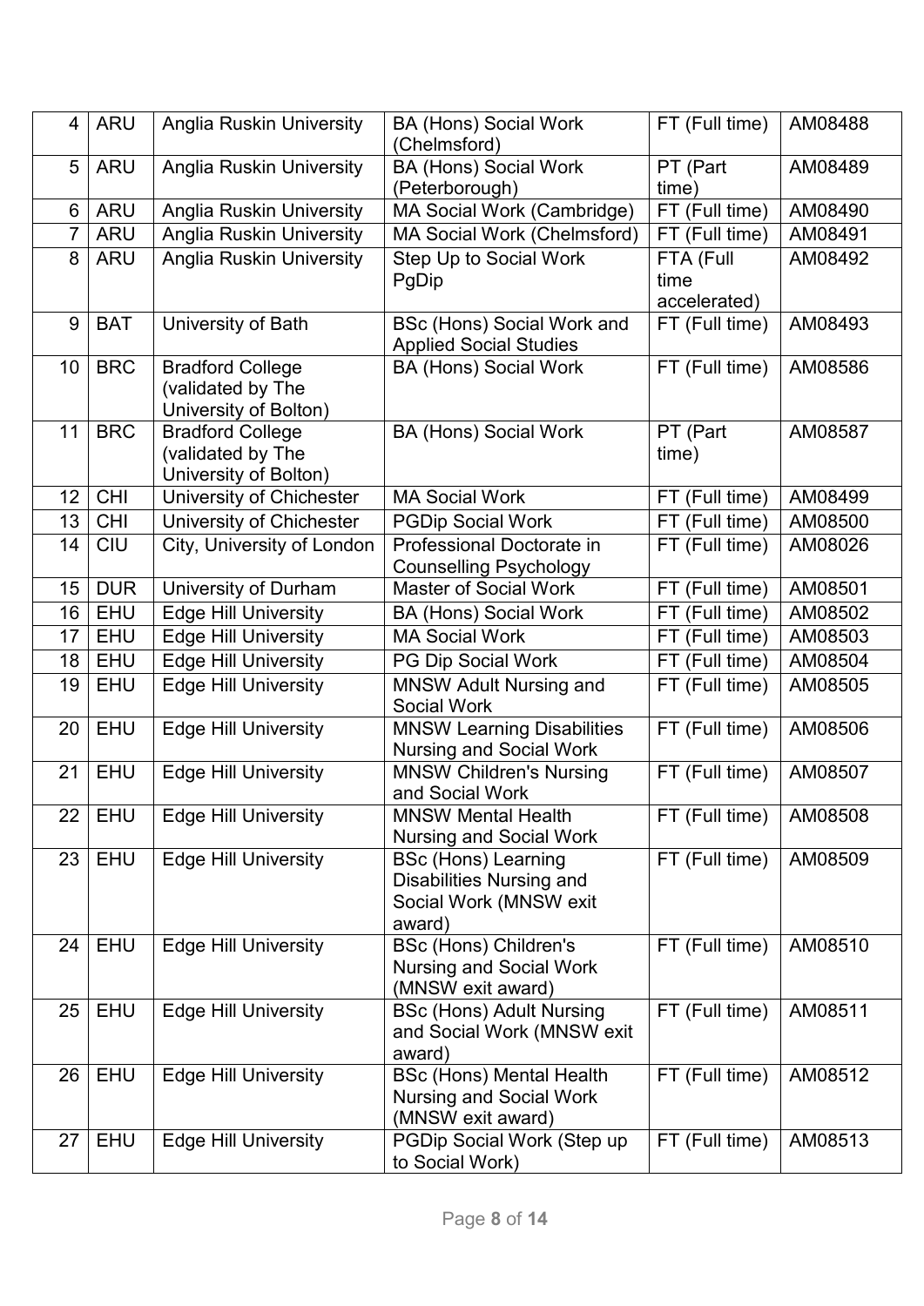| 4 | ARU | Anglia Ruskin University | BA (Hons) Social Work (Chelmsford) | FT (Full time) | AM08488 |
|---|---|---|---|---|---|
| 5 | ARU | Anglia Ruskin University | BA (Hons) Social Work (Peterborough) | PT (Part time) | AM08489 |
| 6 | ARU | Anglia Ruskin University | MA Social Work (Cambridge) | FT (Full time) | AM08490 |
| 7 | ARU | Anglia Ruskin University | MA Social Work (Chelmsford) | FT (Full time) | AM08491 |
| 8 | ARU | Anglia Ruskin University | Step Up to Social Work PgDip | FTA (Full time accelerated) | AM08492 |
| 9 | BAT | University of Bath | BSc (Hons) Social Work and Applied Social Studies | FT (Full time) | AM08493 |
| 10 | BRC | Bradford College (validated by The University of Bolton) | BA (Hons) Social Work | FT (Full time) | AM08586 |
| 11 | BRC | Bradford College (validated by The University of Bolton) | BA (Hons) Social Work | PT (Part time) | AM08587 |
| 12 | CHI | University of Chichester | MA Social Work | FT (Full time) | AM08499 |
| 13 | CHI | University of Chichester | PGDip Social Work | FT (Full time) | AM08500 |
| 14 | CIU | City, University of London | Professional Doctorate in Counselling Psychology | FT (Full time) | AM08026 |
| 15 | DUR | University of Durham | Master of Social Work | FT (Full time) | AM08501 |
| 16 | EHU | Edge Hill University | BA (Hons) Social Work | FT (Full time) | AM08502 |
| 17 | EHU | Edge Hill University | MA Social Work | FT (Full time) | AM08503 |
| 18 | EHU | Edge Hill University | PG Dip Social Work | FT (Full time) | AM08504 |
| 19 | EHU | Edge Hill University | MNSW Adult Nursing and Social Work | FT (Full time) | AM08505 |
| 20 | EHU | Edge Hill University | MNSW Learning Disabilities Nursing and Social Work | FT (Full time) | AM08506 |
| 21 | EHU | Edge Hill University | MNSW Children's Nursing and Social Work | FT (Full time) | AM08507 |
| 22 | EHU | Edge Hill University | MNSW Mental Health Nursing and Social Work | FT (Full time) | AM08508 |
| 23 | EHU | Edge Hill University | BSc (Hons) Learning Disabilities Nursing and Social Work (MNSW exit award) | FT (Full time) | AM08509 |
| 24 | EHU | Edge Hill University | BSc (Hons) Children's Nursing and Social Work (MNSW exit award) | FT (Full time) | AM08510 |
| 25 | EHU | Edge Hill University | BSc (Hons) Adult Nursing and Social Work (MNSW exit award) | FT (Full time) | AM08511 |
| 26 | EHU | Edge Hill University | BSc (Hons) Mental Health Nursing and Social Work (MNSW exit award) | FT (Full time) | AM08512 |
| 27 | EHU | Edge Hill University | PGDip Social Work (Step up to Social Work) | FT (Full time) | AM08513 |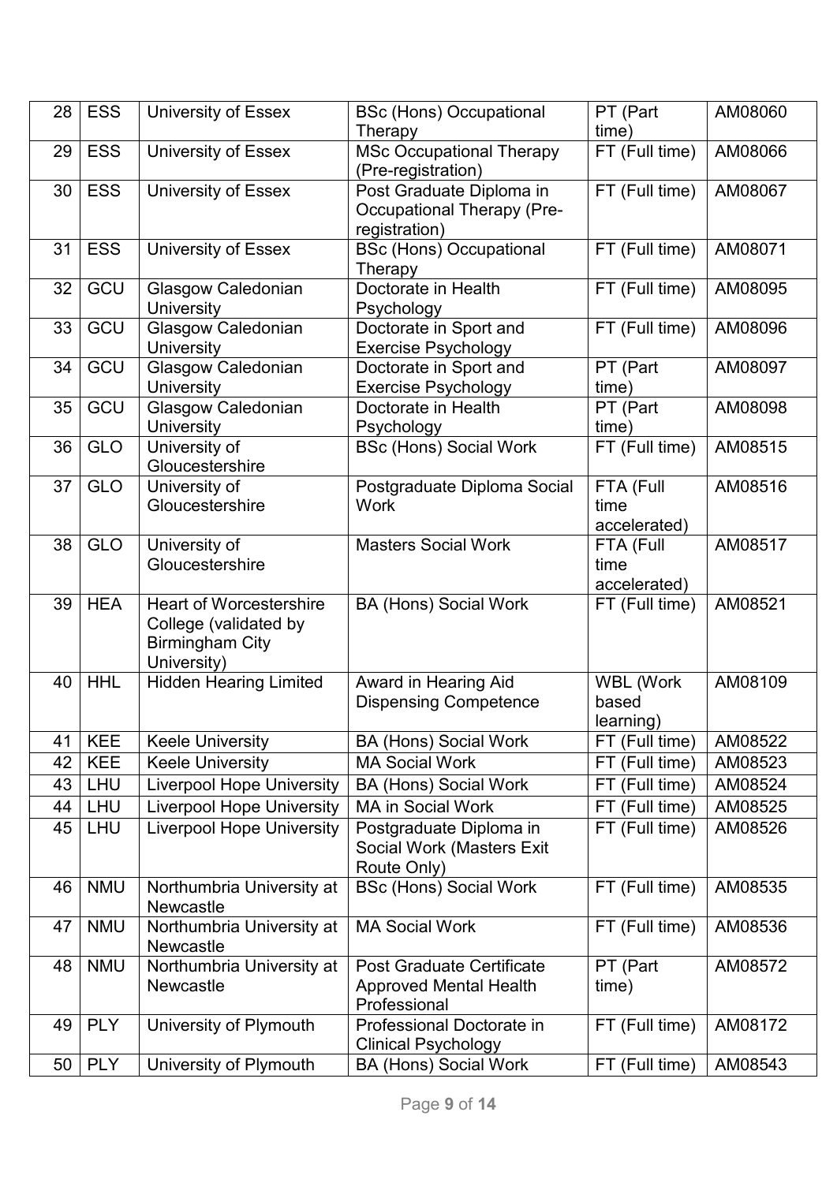| 28 | ESS | University of Essex | BSc (Hons) Occupational Therapy | PT (Part time) | AM08060 |
|---|---|---|---|---|---|
| 29 | ESS | University of Essex | MSc Occupational Therapy (Pre-registration) | FT (Full time) | AM08066 |
| 30 | ESS | University of Essex | Post Graduate Diploma in Occupational Therapy (Pre-registration) | FT (Full time) | AM08067 |
| 31 | ESS | University of Essex | BSc (Hons) Occupational Therapy | FT (Full time) | AM08071 |
| 32 | GCU | Glasgow Caledonian University | Doctorate in Health Psychology | FT (Full time) | AM08095 |
| 33 | GCU | Glasgow Caledonian University | Doctorate in Sport and Exercise Psychology | FT (Full time) | AM08096 |
| 34 | GCU | Glasgow Caledonian University | Doctorate in Sport and Exercise Psychology | PT (Part time) | AM08097 |
| 35 | GCU | Glasgow Caledonian University | Doctorate in Health Psychology | PT (Part time) | AM08098 |
| 36 | GLO | University of Gloucestershire | BSc (Hons) Social Work | FT (Full time) | AM08515 |
| 37 | GLO | University of Gloucestershire | Postgraduate Diploma Social Work | FTA (Full time accelerated) | AM08516 |
| 38 | GLO | University of Gloucestershire | Masters Social Work | FTA (Full time accelerated) | AM08517 |
| 39 | HEA | Heart of Worcestershire College (validated by Birmingham City University) | BA (Hons) Social Work | FT (Full time) | AM08521 |
| 40 | HHL | Hidden Hearing Limited | Award in Hearing Aid Dispensing Competence | WBL (Work based learning) | AM08109 |
| 41 | KEE | Keele University | BA (Hons) Social Work | FT (Full time) | AM08522 |
| 42 | KEE | Keele University | MA Social Work | FT (Full time) | AM08523 |
| 43 | LHU | Liverpool Hope University | BA (Hons) Social Work | FT (Full time) | AM08524 |
| 44 | LHU | Liverpool Hope University | MA in Social Work | FT (Full time) | AM08525 |
| 45 | LHU | Liverpool Hope University | Postgraduate Diploma in Social Work (Masters Exit Route Only) | FT (Full time) | AM08526 |
| 46 | NMU | Northumbria University at Newcastle | BSc (Hons) Social Work | FT (Full time) | AM08535 |
| 47 | NMU | Northumbria University at Newcastle | MA Social Work | FT (Full time) | AM08536 |
| 48 | NMU | Northumbria University at Newcastle | Post Graduate Certificate Approved Mental Health Professional | PT (Part time) | AM08572 |
| 49 | PLY | University of Plymouth | Professional Doctorate in Clinical Psychology | FT (Full time) | AM08172 |
| 50 | PLY | University of Plymouth | BA (Hons) Social Work | FT (Full time) | AM08543 |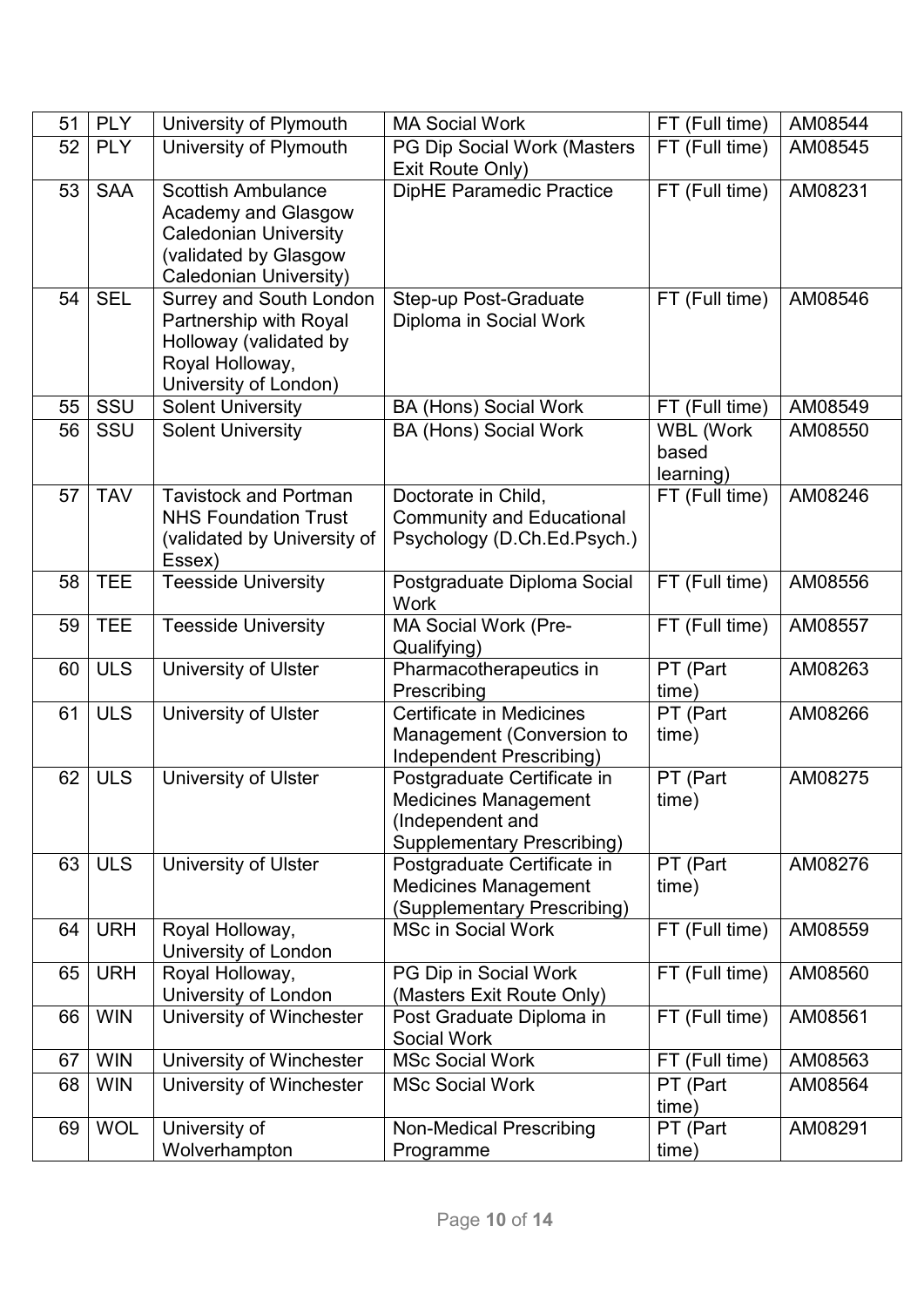| 51 | PLY | University of Plymouth | MA Social Work | FT (Full time) | AM08544 |
|---|---|---|---|---|---|
| 52 | PLY | University of Plymouth | PG Dip Social Work (Masters Exit Route Only) | FT (Full time) | AM08545 |
| 53 | SAA | Scottish Ambulance Academy and Glasgow Caledonian University (validated by Glasgow Caledonian University) | DipHE Paramedic Practice | FT (Full time) | AM08231 |
| 54 | SEL | Surrey and South London Partnership with Royal Holloway (validated by Royal Holloway, University of London) | Step-up Post-Graduate Diploma in Social Work | FT (Full time) | AM08546 |
| 55 | SSU | Solent University | BA (Hons) Social Work | FT (Full time) | AM08549 |
| 56 | SSU | Solent University | BA (Hons) Social Work | WBL (Work based learning) | AM08550 |
| 57 | TAV | Tavistock and Portman NHS Foundation Trust (validated by University of Essex) | Doctorate in Child, Community and Educational Psychology (D.Ch.Ed.Psych.) | FT (Full time) | AM08246 |
| 58 | TEE | Teesside University | Postgraduate Diploma Social Work | FT (Full time) | AM08556 |
| 59 | TEE | Teesside University | MA Social Work (Pre-Qualifying) | FT (Full time) | AM08557 |
| 60 | ULS | University of Ulster | Pharmacotherapeutics in Prescribing | PT (Part time) | AM08263 |
| 61 | ULS | University of Ulster | Certificate in Medicines Management (Conversion to Independent Prescribing) | PT (Part time) | AM08266 |
| 62 | ULS | University of Ulster | Postgraduate Certificate in Medicines Management (Independent and Supplementary Prescribing) | PT (Part time) | AM08275 |
| 63 | ULS | University of Ulster | Postgraduate Certificate in Medicines Management (Supplementary Prescribing) | PT (Part time) | AM08276 |
| 64 | URH | Royal Holloway, University of London | MSc in Social Work | FT (Full time) | AM08559 |
| 65 | URH | Royal Holloway, University of London | PG Dip in Social Work (Masters Exit Route Only) | FT (Full time) | AM08560 |
| 66 | WIN | University of Winchester | Post Graduate Diploma in Social Work | FT (Full time) | AM08561 |
| 67 | WIN | University of Winchester | MSc Social Work | FT (Full time) | AM08563 |
| 68 | WIN | University of Winchester | MSc Social Work | PT (Part time) | AM08564 |
| 69 | WOL | University of Wolverhampton | Non-Medical Prescribing Programme | PT (Part time) | AM08291 |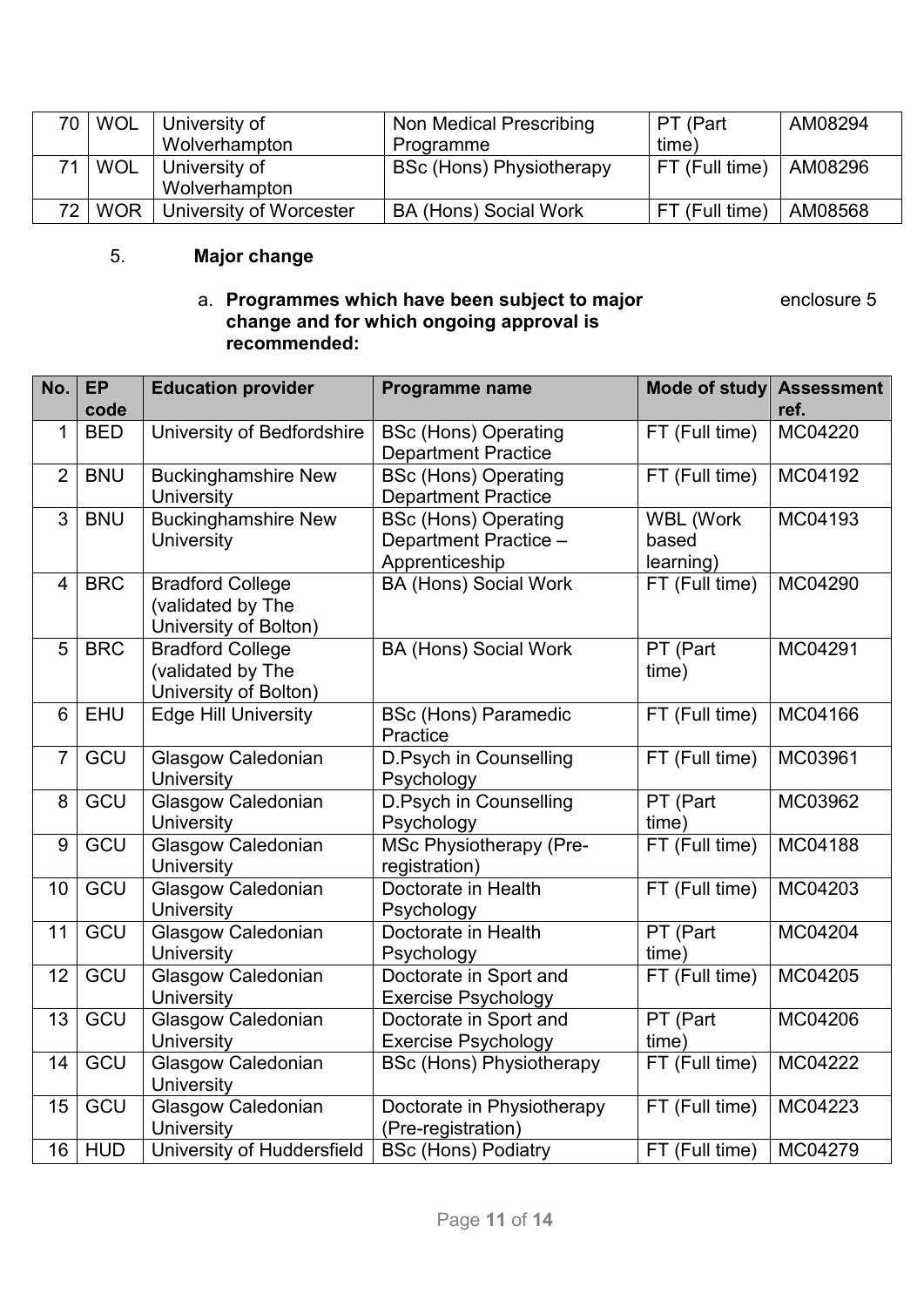| 70 | WOL | University of Wolverhampton | Non Medical Prescribing Programme | PT (Part time) | AM08294 |
|---|---|---|---|---|---|
| 71 | WOL | University of Wolverhampton | BSc (Hons) Physiotherapy | FT (Full time) | AM08296 |
| 72 | WOR | University of Worcester | BA (Hons) Social Work | FT (Full time) | AM08568 |

5. **Major change**

   a. **Programmes which have been subject to major change and for which ongoing approval is recommended:** enclosure 5

| No. | EP code | Education provider | Programme name | Mode of study | Assessment ref. |
|---|---|---|---|---|---|
| 1 | BED | University of Bedfordshire | BSc (Hons) Operating Department Practice | FT (Full time) | MC04220 |
| 2 | BNU | Buckinghamshire New University | BSc (Hons) Operating Department Practice | FT (Full time) | MC04192 |
| 3 | BNU | Buckinghamshire New University | BSc (Hons) Operating Department Practice – Apprenticeship | WBL (Work based learning) | MC04193 |
| 4 | BRC | Bradford College (validated by The University of Bolton) | BA (Hons) Social Work | FT (Full time) | MC04290 |
| 5 | BRC | Bradford College (validated by The University of Bolton) | BA (Hons) Social Work | PT (Part time) | MC04291 |
| 6 | EHU | Edge Hill University | BSc (Hons) Paramedic Practice | FT (Full time) | MC04166 |
| 7 | GCU | Glasgow Caledonian University | D.Psych in Counselling Psychology | FT (Full time) | MC03961 |
| 8 | GCU | Glasgow Caledonian University | D.Psych in Counselling Psychology | PT (Part time) | MC03962 |
| 9 | GCU | Glasgow Caledonian University | MSc Physiotherapy (Pre-registration) | FT (Full time) | MC04188 |
| 10 | GCU | Glasgow Caledonian University | Doctorate in Health Psychology | FT (Full time) | MC04203 |
| 11 | GCU | Glasgow Caledonian University | Doctorate in Health Psychology | PT (Part time) | MC04204 |
| 12 | GCU | Glasgow Caledonian University | Doctorate in Sport and Exercise Psychology | FT (Full time) | MC04205 |
| 13 | GCU | Glasgow Caledonian University | Doctorate in Sport and Exercise Psychology | PT (Part time) | MC04206 |
| 14 | GCU | Glasgow Caledonian University | BSc (Hons) Physiotherapy | FT (Full time) | MC04222 |
| 15 | GCU | Glasgow Caledonian University | Doctorate in Physiotherapy (Pre-registration) | FT (Full time) | MC04223 |
| 16 | HUD | University of Huddersfield | BSc (Hons) Podiatry | FT (Full time) | MC04279 |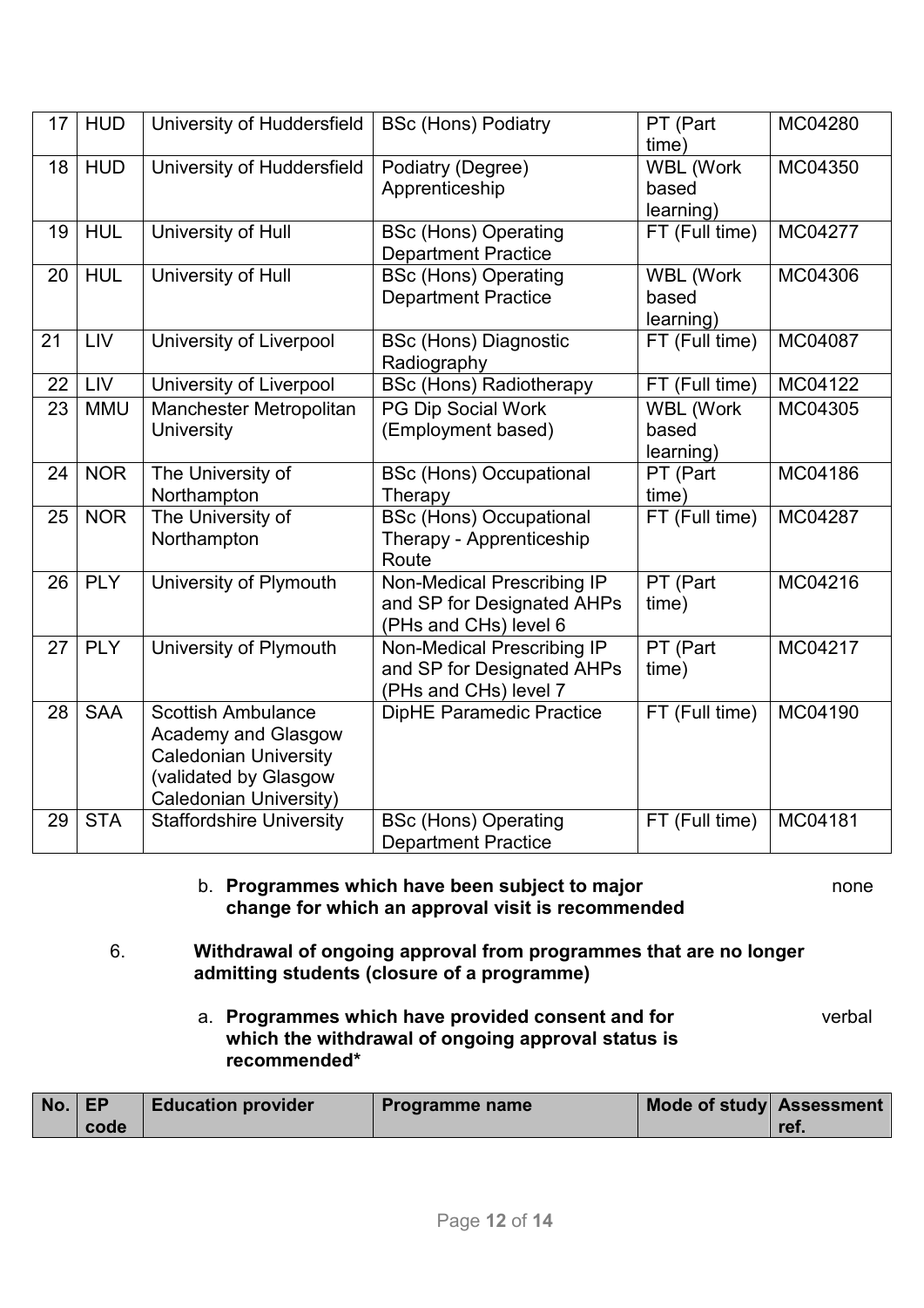| 17 | HUD | University of Huddersfield | BSc (Hons) Podiatry | PT (Part time) | MC04280 |
|---|---|---|---|---|---|
| 18 | HUD | University of Huddersfield | Podiatry (Degree) Apprenticeship | WBL (Work based learning) | MC04350 |
| 19 | HUL | University of Hull | BSc (Hons) Operating Department Practice | FT (Full time) | MC04277 |
| 20 | HUL | University of Hull | BSc (Hons) Operating Department Practice | WBL (Work based learning) | MC04306 |
| 21 | LIV | University of Liverpool | BSc (Hons) Diagnostic Radiography | FT (Full time) | MC04087 |
| 22 | LIV | University of Liverpool | BSc (Hons) Radiotherapy | FT (Full time) | MC04122 |
| 23 | MMU | Manchester Metropolitan University | PG Dip Social Work (Employment based) | WBL (Work based learning) | MC04305 |
| 24 | NOR | The University of Northampton | BSc (Hons) Occupational Therapy | PT (Part time) | MC04186 |
| 25 | NOR | The University of Northampton | BSc (Hons) Occupational Therapy - Apprenticeship Route | FT (Full time) | MC04287 |
| 26 | PLY | University of Plymouth | Non-Medical Prescribing IP and SP for Designated AHPs (PHs and CHs) level 6 | PT (Part time) | MC04216 |
| 27 | PLY | University of Plymouth | Non-Medical Prescribing IP and SP for Designated AHPs (PHs and CHs) level 7 | PT (Part time) | MC04217 |
| 28 | SAA | Scottish Ambulance Academy and Glasgow Caledonian University (validated by Glasgow Caledonian University) | DipHE Paramedic Practice | FT (Full time) | MC04190 |
| 29 | STA | Staffordshire University | BSc (Hons) Operating Department Practice | FT (Full time) | MC04181 |

b. **Programmes which have been subject to major change for which an approval visit is recommended** — none

6. **Withdrawal of ongoing approval from programmes that are no longer admitting students (closure of a programme)**

a. **Programmes which have provided consent and for which the withdrawal of ongoing approval status is recommended*** — verbal

| No. | EP code | Education provider | Programme name | Mode of study | Assessment ref. |
|---|---|---|---|---|---|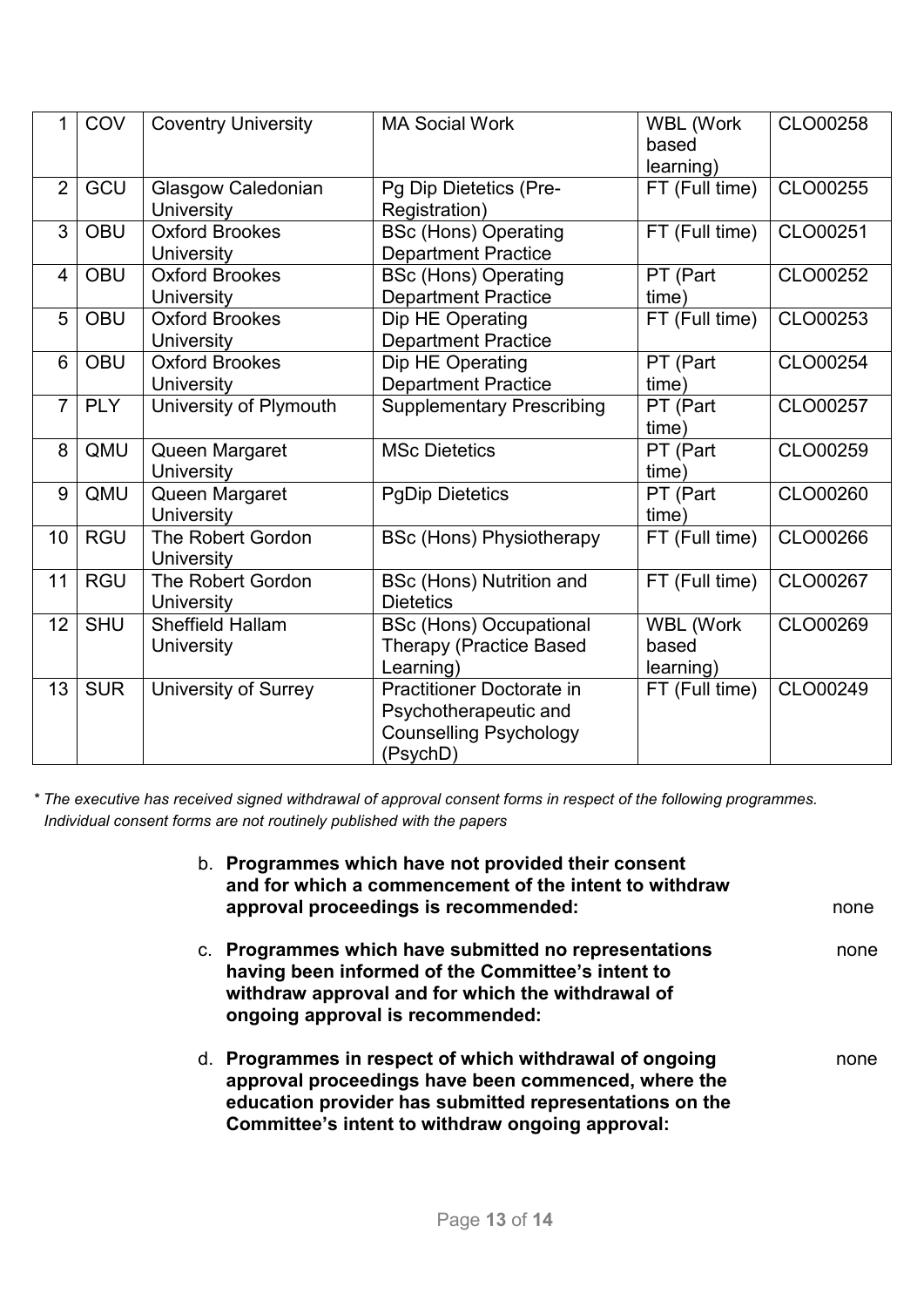| 1 | COV | Coventry University | MA Social Work | WBL (Work based learning) | CLO00258 |
|---|---|---|---|---|---|
| 2 | GCU | Glasgow Caledonian University | Pg Dip Dietetics (Pre-Registration) | FT (Full time) | CLO00255 |
| 3 | OBU | Oxford Brookes University | BSc (Hons) Operating Department Practice | FT (Full time) | CLO00251 |
| 4 | OBU | Oxford Brookes University | BSc (Hons) Operating Department Practice | PT (Part time) | CLO00252 |
| 5 | OBU | Oxford Brookes University | Dip HE Operating Department Practice | FT (Full time) | CLO00253 |
| 6 | OBU | Oxford Brookes University | Dip HE Operating Department Practice | PT (Part time) | CLO00254 |
| 7 | PLY | University of Plymouth | Supplementary Prescribing | PT (Part time) | CLO00257 |
| 8 | QMU | Queen Margaret University | MSc Dietetics | PT (Part time) | CLO00259 |
| 9 | QMU | Queen Margaret University | PgDip Dietetics | PT (Part time) | CLO00260 |
| 10 | RGU | The Robert Gordon University | BSc (Hons) Physiotherapy | FT (Full time) | CLO00266 |
| 11 | RGU | The Robert Gordon University | BSc (Hons) Nutrition and Dietetics | FT (Full time) | CLO00267 |
| 12 | SHU | Sheffield Hallam University | BSc (Hons) Occupational Therapy (Practice Based Learning) | WBL (Work based learning) | CLO00269 |
| 13 | SUR | University of Surrey | Practitioner Doctorate in Psychotherapeutic and Counselling Psychology (PsychD) | FT (Full time) | CLO00249 |

*\* The executive has received signed withdrawal of approval consent forms in respect of the following programmes. Individual consent forms are not routinely published with the papers*

b. **Programmes which have not provided their consent and for which a commencement of the intent to withdraw approval proceedings is recommended:** none

c. **Programmes which have submitted no representations having been informed of the Committee's intent to withdraw approval and for which the withdrawal of ongoing approval is recommended:** none

d. **Programmes in respect of which withdrawal of ongoing approval proceedings have been commenced, where the education provider has submitted representations on the Committee's intent to withdraw ongoing approval:** none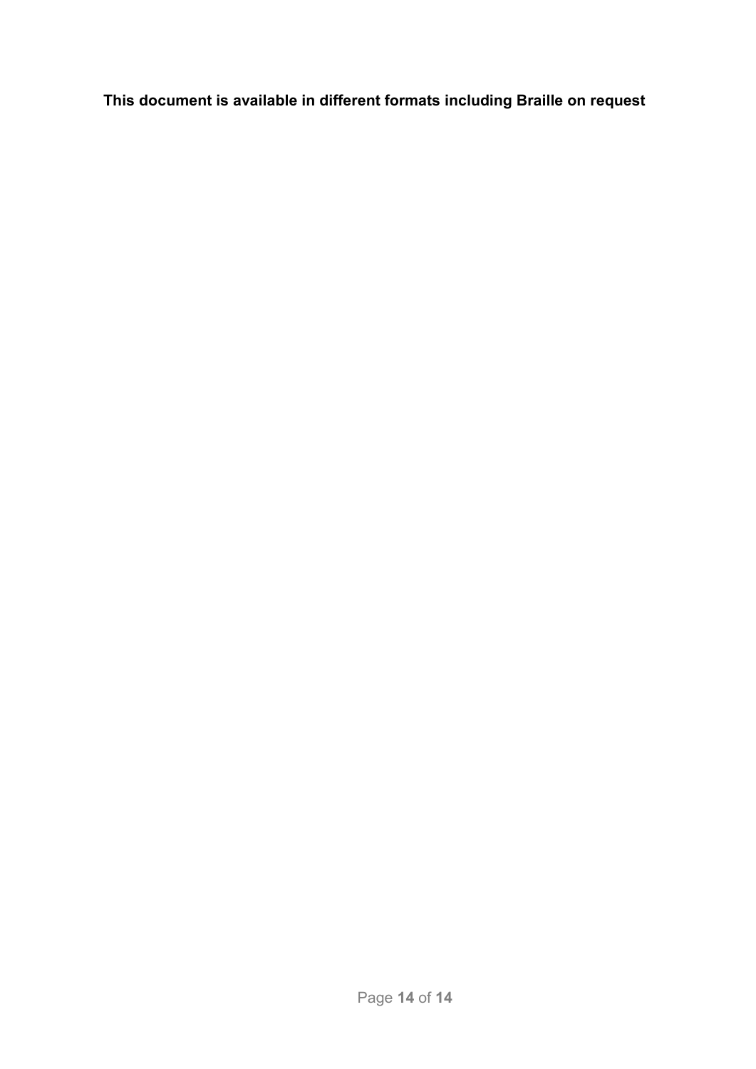**This document is available in different formats including Braille on request**